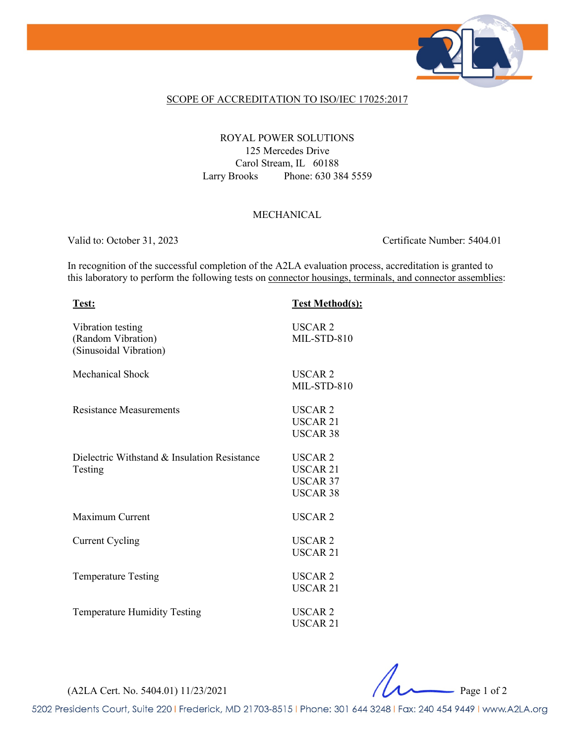## SCOPE OF ACCREDITATION TO ISO/IEC 17025:2017

ROYAL POWER SOLUTIONS
125 Mercedes Drive
Carol Stream, IL 60188
Larry Brooks Phone: 630 384 5559

### MECHANICAL

Valid to: October 31, 2023 Certificate Number: 5404.01

In recognition of the successful completion of the A2LA evaluation process, accreditation is granted to this laboratory to perform the following tests on connector housings, terminals, and connector assemblies:

| **Test:** | **Test Method(s):** |
|---|---|
| Vibration testing (Random Vibration) (Sinusoidal Vibration) | USCAR 2<br>MIL-STD-810 |
| Mechanical Shock | USCAR 2<br>MIL-STD-810 |
| Resistance Measurements | USCAR 2<br>USCAR 21<br>USCAR 38 |
| Dielectric Withstand & Insulation Resistance Testing | USCAR 2<br>USCAR 21<br>USCAR 37<br>USCAR 38 |
| Maximum Current | USCAR 2 |
| Current Cycling | USCAR 2<br>USCAR 21 |
| Temperature Testing | USCAR 2<br>USCAR 21 |
| Temperature Humidity Testing | USCAR 2<br>USCAR 21 |

(A2LA Cert. No. 5404.01) 11/23/2021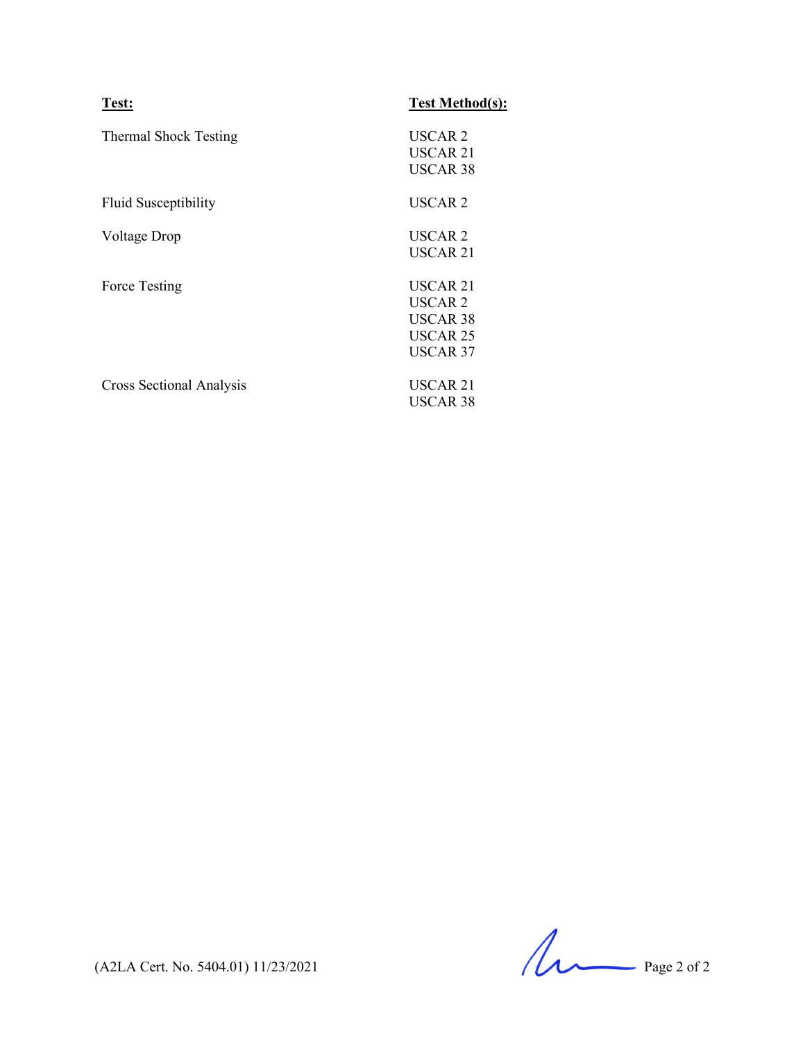| Test: | Test Method(s): |
| --- | --- |
| Thermal Shock Testing | USCAR 2<br>USCAR 21<br>USCAR 38 |
| Fluid Susceptibility | USCAR 2 |
| Voltage Drop | USCAR 2<br>USCAR 21 |
| Force Testing | USCAR 21<br>USCAR 2<br>USCAR 38<br>USCAR 25<br>USCAR 37 |
| Cross Sectional Analysis | USCAR 21<br>USCAR 38 |

(A2LA Cert. No. 5404.01) 11/23/2021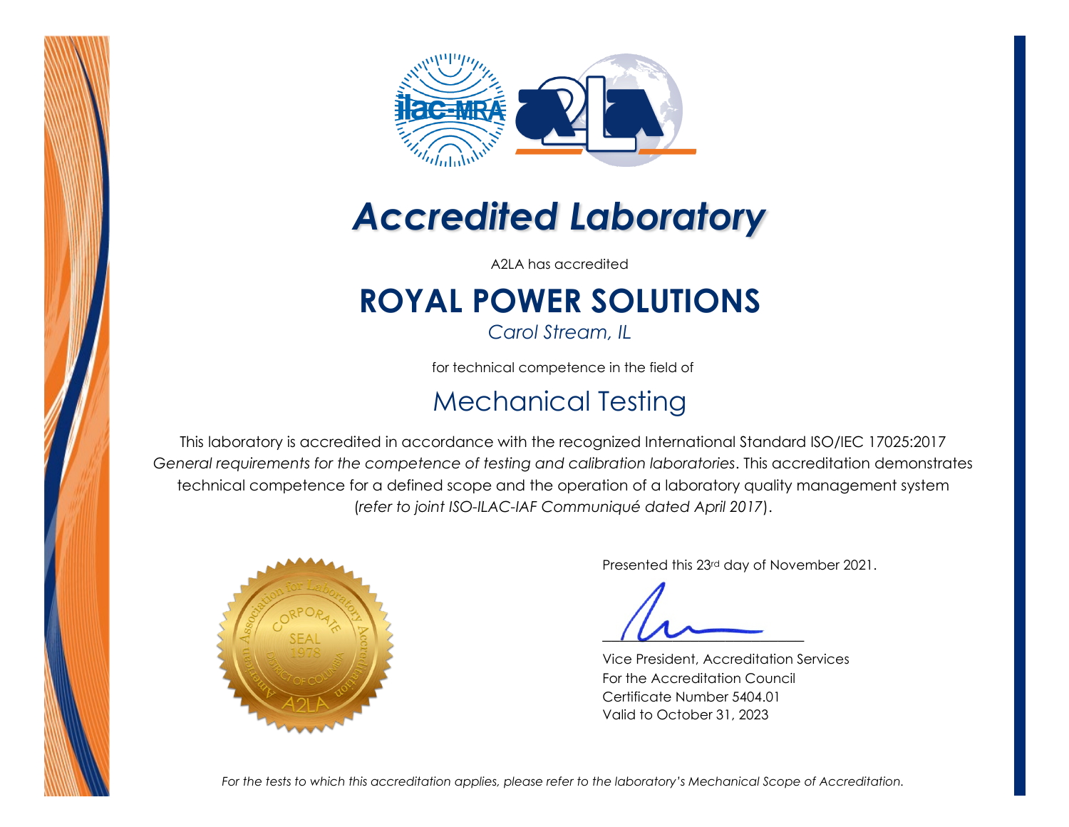# Accredited Laboratory

A2LA has accredited

## ROYAL POWER SOLUTIONS

*Carol Stream, IL*

for technical competence in the field of

## Mechanical Testing

This laboratory is accredited in accordance with the recognized International Standard ISO/IEC 17025:2017 *General requirements for the competence of testing and calibration laboratories*. This accreditation demonstrates technical competence for a defined scope and the operation of a laboratory quality management system (*refer to joint ISO-ILAC-IAF Communiqué dated April 2017*).

Presented this 23rd day of November 2021.

Vice President, Accreditation Services
For the Accreditation Council
Certificate Number 5404.01
Valid to October 31, 2023

*For the tests to which this accreditation applies, please refer to the laboratory's Mechanical Scope of Accreditation.*